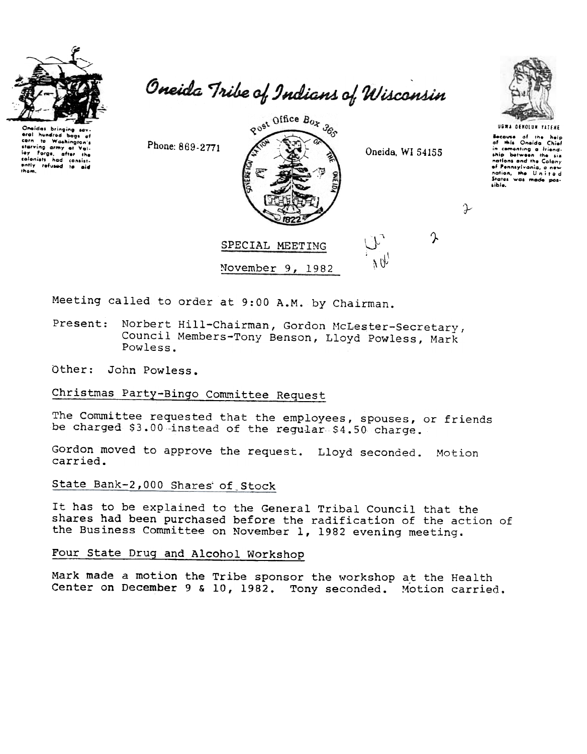# Oneida Tribe of Indians of Wisconsin

Oneidas bringing several hundred bags of corn to Washington's starving army at Valley Forge, after the colonists had consistently refused to aid them.

Phone: 869-2771

Post Office Box 365

Oneida, WI 54155

UGWA DEHOLUN YATEHE

Because of the help of this Oneida Chief in cementing a friendship between the six nations and the Colony of Pennsylvania, a new nation, the United States was made possible.

## SPECIAL MEETING

November 9, 1982

Meeting called to order at 9:00 A.M. by Chairman.

Present: Norbert Hill-Chairman, Gordon McLester-Secretary, Council Members-Tony Benson, Lloyd Powless, Mark Powless.

Other: John Powless.

### Christmas Party-Bingo Committee Request

The Committee requested that the employees, spouses, or friends be charged $3.00 instead of the regular $4.50 charge.

Gordon moved to approve the request. Lloyd seconded. Motion carried.

### State Bank-2,000 Shares of Stock

It has to be explained to the General Tribal Council that the shares had been purchased before the radification of the action of the Business Committee on November 1, 1982 evening meeting.

### Four State Drug and Alcohol Workshop

Mark made a motion the Tribe sponsor the workshop at the Health Center on December 9 & 10, 1982. Tony seconded. Motion carried.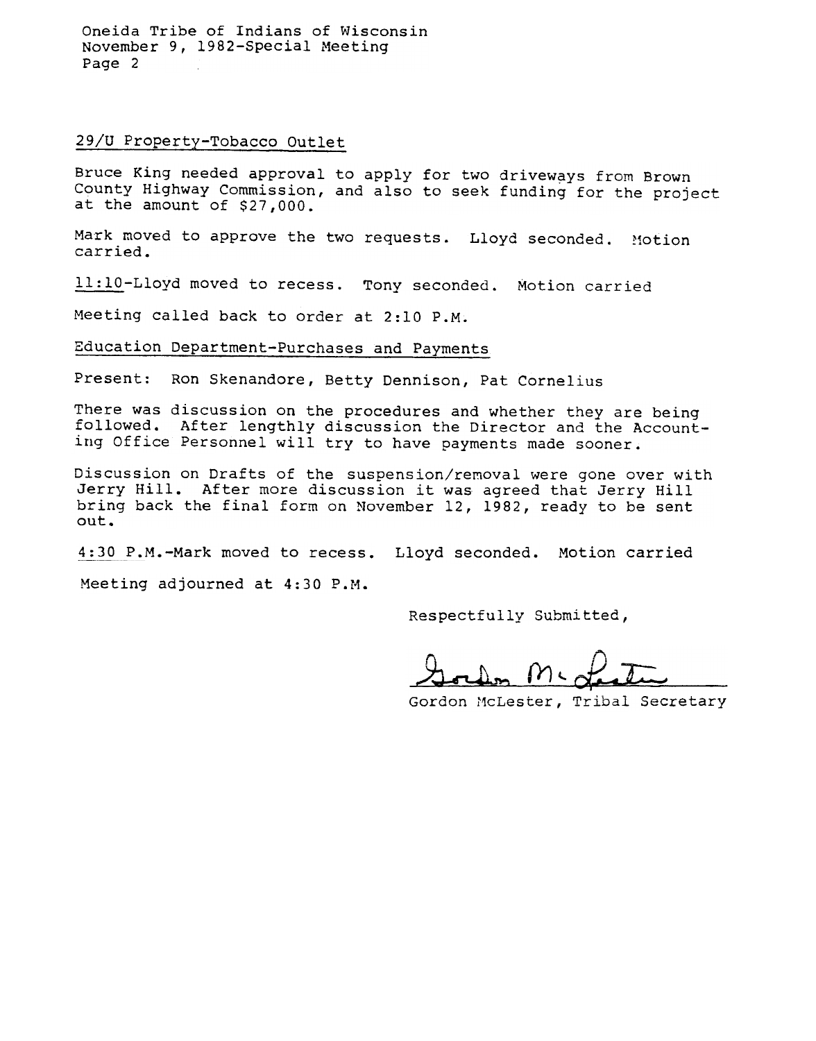## 29/U Property-Tobacco Outlet

Bruce King needed approval to apply for two driveways from Brown County Highway Commission, and also to seek funding for the project at the amount of $27,000.

Mark moved to approve the two requests. Lloyd seconded. Motion carried.

11:10-Lloyd moved to recess. Tony seconded. Motion carried

Meeting called back to order at 2:10 P.M.

## Education Department-Purchases and Payments

Present: Ron Skenandore, Betty Dennison, Pat Cornelius

There was discussion on the procedures and whether they are being followed. After lengthly discussion the Director and the Accounting Office Personnel will try to have payments made sooner.

Discussion on Drafts of the suspension/removal were gone over with Jerry Hill. After more discussion it was agreed that Jerry Hill bring back the final form on November 12, 1982, ready to be sent out.

4:30 P.M.-Mark moved to recess. Lloyd seconded. Motion carried

Meeting adjourned at 4:30 P.M.

Respectfully Submitted,

Gordon McLester

Gordon McLester, Tribal Secretary